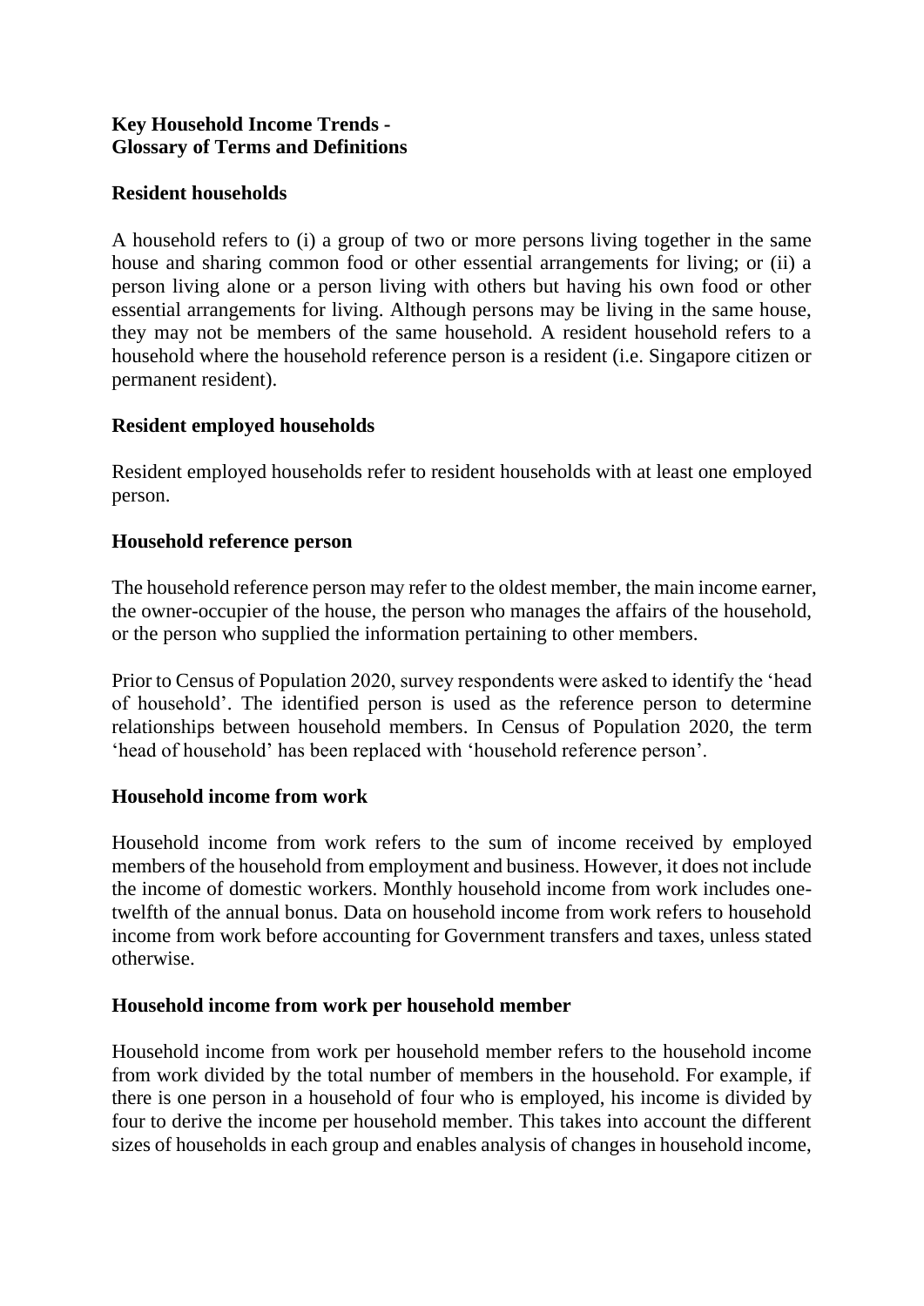**Key Household Income Trends -**
**Glossary of Terms and Definitions**

## Resident households

A household refers to (i) a group of two or more persons living together in the same house and sharing common food or other essential arrangements for living; or (ii) a person living alone or a person living with others but having his own food or other essential arrangements for living. Although persons may be living in the same house, they may not be members of the same household. A resident household refers to a household where the household reference person is a resident (i.e. Singapore citizen or permanent resident).

## Resident employed households

Resident employed households refer to resident households with at least one employed person.

## Household reference person

The household reference person may refer to the oldest member, the main income earner, the owner-occupier of the house, the person who manages the affairs of the household, or the person who supplied the information pertaining to other members.

Prior to Census of Population 2020, survey respondents were asked to identify the 'head of household'. The identified person is used as the reference person to determine relationships between household members. In Census of Population 2020, the term 'head of household' has been replaced with 'household reference person'.

## Household income from work

Household income from work refers to the sum of income received by employed members of the household from employment and business. However, it does not include the income of domestic workers. Monthly household income from work includes one-twelfth of the annual bonus. Data on household income from work refers to household income from work before accounting for Government transfers and taxes, unless stated otherwise.

## Household income from work per household member

Household income from work per household member refers to the household income from work divided by the total number of members in the household. For example, if there is one person in a household of four who is employed, his income is divided by four to derive the income per household member. This takes into account the different sizes of households in each group and enables analysis of changes in household income,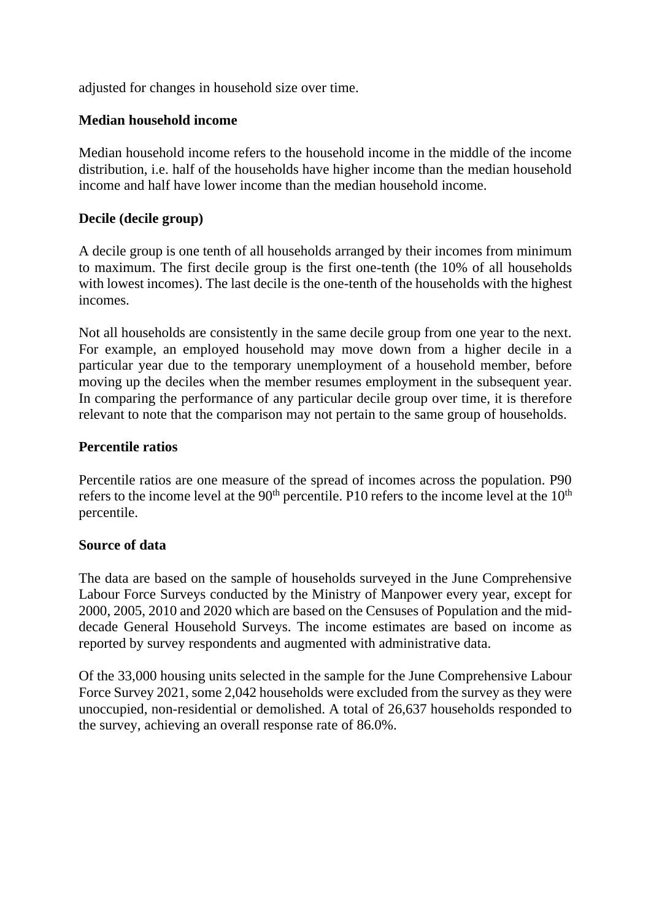adjusted for changes in household size over time.

**Median household income**

Median household income refers to the household income in the middle of the income distribution, i.e. half of the households have higher income than the median household income and half have lower income than the median household income.

**Decile (decile group)**

A decile group is one tenth of all households arranged by their incomes from minimum to maximum. The first decile group is the first one-tenth (the 10% of all households with lowest incomes). The last decile is the one-tenth of the households with the highest incomes.

Not all households are consistently in the same decile group from one year to the next. For example, an employed household may move down from a higher decile in a particular year due to the temporary unemployment of a household member, before moving up the deciles when the member resumes employment in the subsequent year. In comparing the performance of any particular decile group over time, it is therefore relevant to note that the comparison may not pertain to the same group of households.

**Percentile ratios**

Percentile ratios are one measure of the spread of incomes across the population. P90 refers to the income level at the $90^{th}$ percentile. P10 refers to the income level at the $10^{th}$ percentile.

**Source of data**

The data are based on the sample of households surveyed in the June Comprehensive Labour Force Surveys conducted by the Ministry of Manpower every year, except for 2000, 2005, 2010 and 2020 which are based on the Censuses of Population and the mid-decade General Household Surveys. The income estimates are based on income as reported by survey respondents and augmented with administrative data.

Of the 33,000 housing units selected in the sample for the June Comprehensive Labour Force Survey 2021, some 2,042 households were excluded from the survey as they were unoccupied, non-residential or demolished. A total of 26,637 households responded to the survey, achieving an overall response rate of 86.0%.